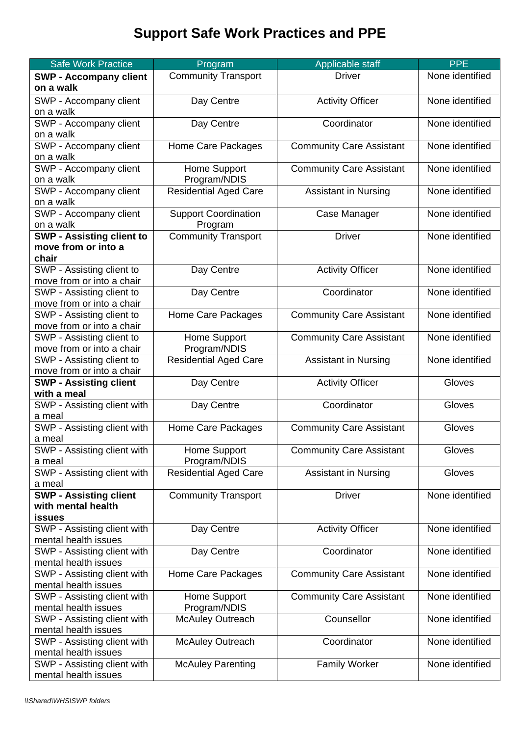# Support Safe Work Practices and PPE

| Safe Work Practice | Program | Applicable staff | PPE |
|---|---|---|---|
| **SWP - Accompany client on a walk** | Community Transport | Driver | None identified |
| SWP - Accompany client on a walk | Day Centre | Activity Officer | None identified |
| SWP - Accompany client on a walk | Day Centre | Coordinator | None identified |
| SWP - Accompany client on a walk | Home Care Packages | Community Care Assistant | None identified |
| SWP - Accompany client on a walk | Home Support Program/NDIS | Community Care Assistant | None identified |
| SWP - Accompany client on a walk | Residential Aged Care | Assistant in Nursing | None identified |
| SWP - Accompany client on a walk | Support Coordination Program | Case Manager | None identified |
| **SWP - Assisting client to move from or into a chair** | Community Transport | Driver | None identified |
| SWP - Assisting client to move from or into a chair | Day Centre | Activity Officer | None identified |
| SWP - Assisting client to move from or into a chair | Day Centre | Coordinator | None identified |
| SWP - Assisting client to move from or into a chair | Home Care Packages | Community Care Assistant | None identified |
| SWP - Assisting client to move from or into a chair | Home Support Program/NDIS | Community Care Assistant | None identified |
| SWP - Assisting client to move from or into a chair | Residential Aged Care | Assistant in Nursing | None identified |
| **SWP - Assisting client with a meal** | Day Centre | Activity Officer | Gloves |
| SWP - Assisting client with a meal | Day Centre | Coordinator | Gloves |
| SWP - Assisting client with a meal | Home Care Packages | Community Care Assistant | Gloves |
| SWP - Assisting client with a meal | Home Support Program/NDIS | Community Care Assistant | Gloves |
| SWP - Assisting client with a meal | Residential Aged Care | Assistant in Nursing | Gloves |
| **SWP - Assisting client with mental health issues** | Community Transport | Driver | None identified |
| SWP - Assisting client with mental health issues | Day Centre | Activity Officer | None identified |
| SWP - Assisting client with mental health issues | Day Centre | Coordinator | None identified |
| SWP - Assisting client with mental health issues | Home Care Packages | Community Care Assistant | None identified |
| SWP - Assisting client with mental health issues | Home Support Program/NDIS | Community Care Assistant | None identified |
| SWP - Assisting client with mental health issues | McAuley Outreach | Counsellor | None identified |
| SWP - Assisting client with mental health issues | McAuley Outreach | Coordinator | None identified |
| SWP - Assisting client with mental health issues | McAuley Parenting | Family Worker | None identified |

*\\Shared\WHS\SWP folders*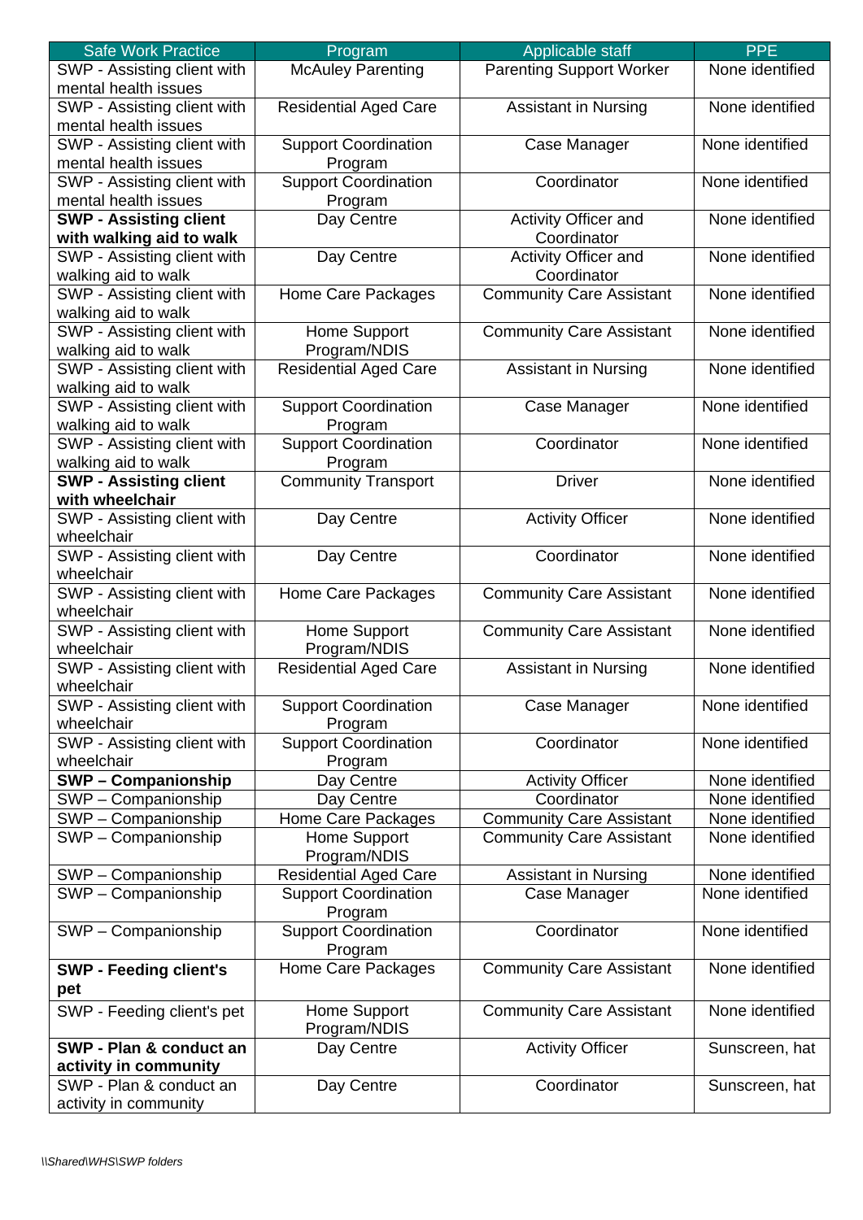| Safe Work Practice | Program | Applicable staff | PPE |
|---|---|---|---|
| SWP - Assisting client with mental health issues | McAuley Parenting | Parenting Support Worker | None identified |
| SWP - Assisting client with mental health issues | Residential Aged Care | Assistant in Nursing | None identified |
| SWP - Assisting client with mental health issues | Support Coordination Program | Case Manager | None identified |
| SWP - Assisting client with mental health issues | Support Coordination Program | Coordinator | None identified |
| **SWP - Assisting client with walking aid to walk** | Day Centre | Activity Officer and Coordinator | None identified |
| SWP - Assisting client with walking aid to walk | Day Centre | Activity Officer and Coordinator | None identified |
| SWP - Assisting client with walking aid to walk | Home Care Packages | Community Care Assistant | None identified |
| SWP - Assisting client with walking aid to walk | Home Support Program/NDIS | Community Care Assistant | None identified |
| SWP - Assisting client with walking aid to walk | Residential Aged Care | Assistant in Nursing | None identified |
| SWP - Assisting client with walking aid to walk | Support Coordination Program | Case Manager | None identified |
| SWP - Assisting client with walking aid to walk | Support Coordination Program | Coordinator | None identified |
| **SWP - Assisting client with wheelchair** | Community Transport | Driver | None identified |
| SWP - Assisting client with wheelchair | Day Centre | Activity Officer | None identified |
| SWP - Assisting client with wheelchair | Day Centre | Coordinator | None identified |
| SWP - Assisting client with wheelchair | Home Care Packages | Community Care Assistant | None identified |
| SWP - Assisting client with wheelchair | Home Support Program/NDIS | Community Care Assistant | None identified |
| SWP - Assisting client with wheelchair | Residential Aged Care | Assistant in Nursing | None identified |
| SWP - Assisting client with wheelchair | Support Coordination Program | Case Manager | None identified |
| SWP - Assisting client with wheelchair | Support Coordination Program | Coordinator | None identified |
| **SWP – Companionship** | Day Centre | Activity Officer | None identified |
| SWP – Companionship | Day Centre | Coordinator | None identified |
| SWP – Companionship | Home Care Packages | Community Care Assistant | None identified |
| SWP – Companionship | Home Support Program/NDIS | Community Care Assistant | None identified |
| SWP – Companionship | Residential Aged Care | Assistant in Nursing | None identified |
| SWP – Companionship | Support Coordination Program | Case Manager | None identified |
| SWP – Companionship | Support Coordination Program | Coordinator | None identified |
| **SWP - Feeding client's pet** | Home Care Packages | Community Care Assistant | None identified |
| SWP - Feeding client's pet | Home Support Program/NDIS | Community Care Assistant | None identified |
| **SWP - Plan & conduct an activity in community** | Day Centre | Activity Officer | Sunscreen, hat |
| SWP - Plan & conduct an activity in community | Day Centre | Coordinator | Sunscreen, hat |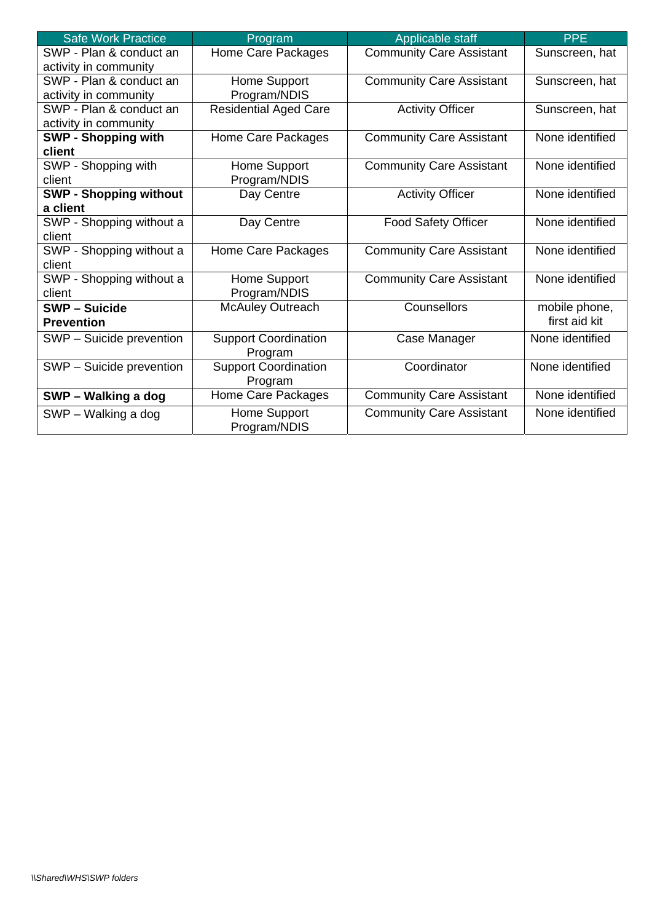| Safe Work Practice | Program | Applicable staff | PPE |
|---|---|---|---|
| SWP - Plan & conduct an activity in community | Home Care Packages | Community Care Assistant | Sunscreen, hat |
| SWP - Plan & conduct an activity in community | Home Support Program/NDIS | Community Care Assistant | Sunscreen, hat |
| SWP - Plan & conduct an activity in community | Residential Aged Care | Activity Officer | Sunscreen, hat |
| **SWP - Shopping with client** | Home Care Packages | Community Care Assistant | None identified |
| SWP - Shopping with client | Home Support Program/NDIS | Community Care Assistant | None identified |
| **SWP - Shopping without a client** | Day Centre | Activity Officer | None identified |
| SWP - Shopping without a client | Day Centre | Food Safety Officer | None identified |
| SWP - Shopping without a client | Home Care Packages | Community Care Assistant | None identified |
| SWP - Shopping without a client | Home Support Program/NDIS | Community Care Assistant | None identified |
| **SWP – Suicide Prevention** | McAuley Outreach | Counsellors | mobile phone, first aid kit |
| SWP – Suicide prevention | Support Coordination Program | Case Manager | None identified |
| SWP – Suicide prevention | Support Coordination Program | Coordinator | None identified |
| **SWP – Walking a dog** | Home Care Packages | Community Care Assistant | None identified |
| SWP – Walking a dog | Home Support Program/NDIS | Community Care Assistant | None identified |